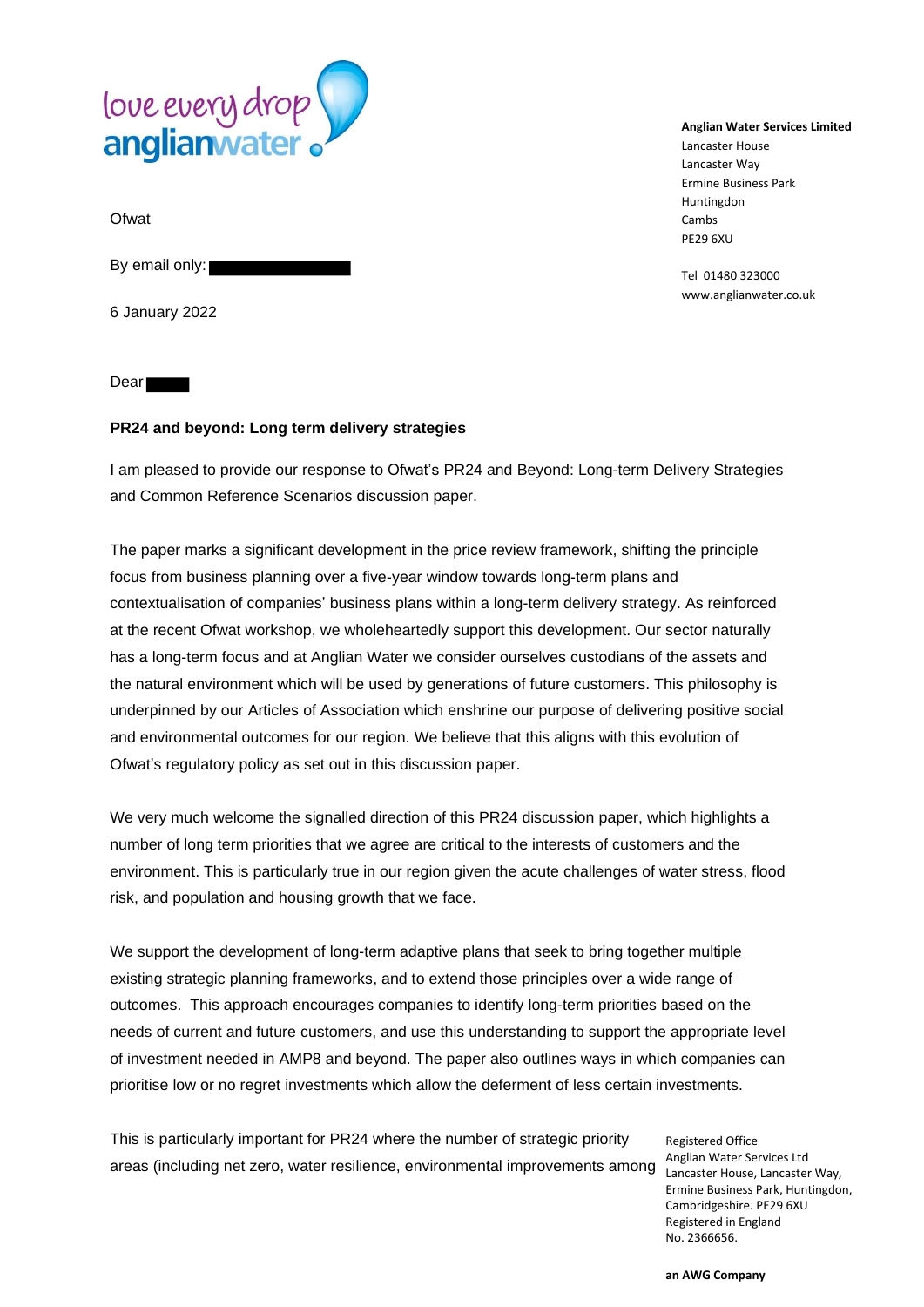love every drop
anglianwater

**Anglian Water Services Limited**
Lancaster House
Lancaster Way
Ermine Business Park
Huntingdon
Cambs
PE29 6XU

Tel 01480 323000
www.anglianwater.co.uk

Ofwat

By email only:

6 January 2022

Dear

**PR24 and beyond: Long term delivery strategies**

I am pleased to provide our response to Ofwat's PR24 and Beyond: Long-term Delivery Strategies and Common Reference Scenarios discussion paper.

The paper marks a significant development in the price review framework, shifting the principle focus from business planning over a five-year window towards long-term plans and contextualisation of companies' business plans within a long-term delivery strategy. As reinforced at the recent Ofwat workshop, we wholeheartedly support this development. Our sector naturally has a long-term focus and at Anglian Water we consider ourselves custodians of the assets and the natural environment which will be used by generations of future customers. This philosophy is underpinned by our Articles of Association which enshrine our purpose of delivering positive social and environmental outcomes for our region. We believe that this aligns with this evolution of Ofwat's regulatory policy as set out in this discussion paper.

We very much welcome the signalled direction of this PR24 discussion paper, which highlights a number of long term priorities that we agree are critical to the interests of customers and the environment. This is particularly true in our region given the acute challenges of water stress, flood risk, and population and housing growth that we face.

We support the development of long-term adaptive plans that seek to bring together multiple existing strategic planning frameworks, and to extend those principles over a wide range of outcomes. This approach encourages companies to identify long-term priorities based on the needs of current and future customers, and use this understanding to support the appropriate level of investment needed in AMP8 and beyond. The paper also outlines ways in which companies can prioritise low or no regret investments which allow the deferment of less certain investments.

This is particularly important for PR24 where the number of strategic priority areas (including net zero, water resilience, environmental improvements among

Registered Office
Anglian Water Services Ltd
Lancaster House, Lancaster Way,
Ermine Business Park, Huntingdon,
Cambridgeshire. PE29 6XU
Registered in England
No. 2366656.

**an AWG Company**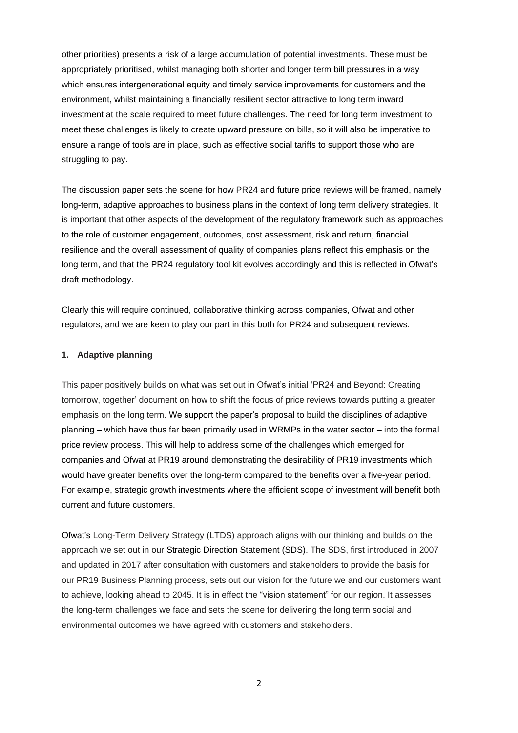other priorities) presents a risk of a large accumulation of potential investments. These must be appropriately prioritised, whilst managing both shorter and longer term bill pressures in a way which ensures intergenerational equity and timely service improvements for customers and the environment, whilst maintaining a financially resilient sector attractive to long term inward investment at the scale required to meet future challenges. The need for long term investment to meet these challenges is likely to create upward pressure on bills, so it will also be imperative to ensure a range of tools are in place, such as effective social tariffs to support those who are struggling to pay.

The discussion paper sets the scene for how PR24 and future price reviews will be framed, namely long-term, adaptive approaches to business plans in the context of long term delivery strategies. It is important that other aspects of the development of the regulatory framework such as approaches to the role of customer engagement, outcomes, cost assessment, risk and return, financial resilience and the overall assessment of quality of companies plans reflect this emphasis on the long term, and that the PR24 regulatory tool kit evolves accordingly and this is reflected in Ofwat's draft methodology.

Clearly this will require continued, collaborative thinking across companies, Ofwat and other regulators, and we are keen to play our part in this both for PR24 and subsequent reviews.

**1. Adaptive planning**

This paper positively builds on what was set out in Ofwat's initial 'PR24 and Beyond: Creating tomorrow, together' document on how to shift the focus of price reviews towards putting a greater emphasis on the long term. We support the paper's proposal to build the disciplines of adaptive planning – which have thus far been primarily used in WRMPs in the water sector – into the formal price review process. This will help to address some of the challenges which emerged for companies and Ofwat at PR19 around demonstrating the desirability of PR19 investments which would have greater benefits over the long-term compared to the benefits over a five-year period. For example, strategic growth investments where the efficient scope of investment will benefit both current and future customers.

Ofwat's Long-Term Delivery Strategy (LTDS) approach aligns with our thinking and builds on the approach we set out in our Strategic Direction Statement (SDS). The SDS, first introduced in 2007 and updated in 2017 after consultation with customers and stakeholders to provide the basis for our PR19 Business Planning process, sets out our vision for the future we and our customers want to achieve, looking ahead to 2045. It is in effect the "vision statement" for our region. It assesses the long-term challenges we face and sets the scene for delivering the long term social and environmental outcomes we have agreed with customers and stakeholders.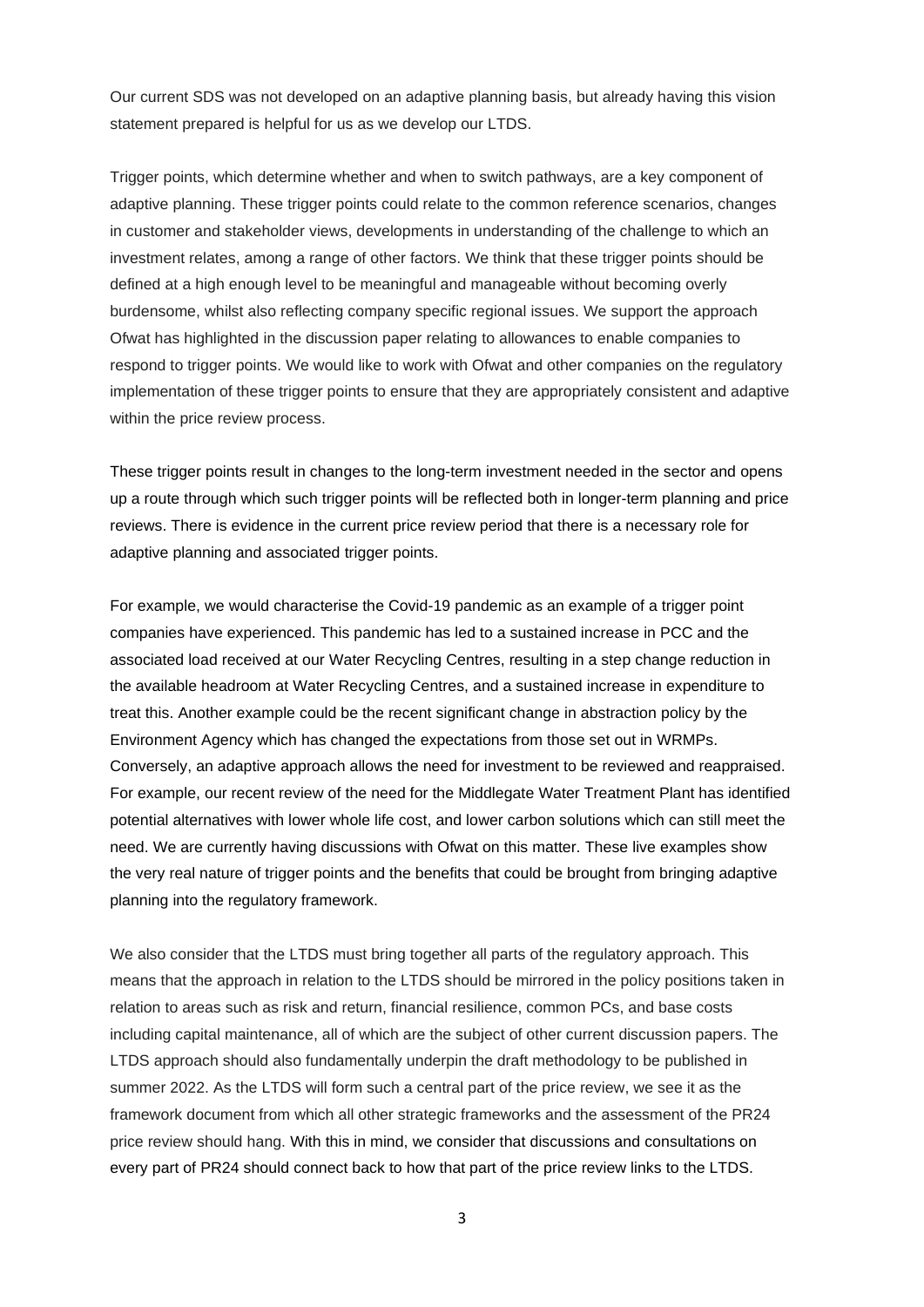Our current SDS was not developed on an adaptive planning basis, but already having this vision statement prepared is helpful for us as we develop our LTDS.

Trigger points, which determine whether and when to switch pathways, are a key component of adaptive planning. These trigger points could relate to the common reference scenarios, changes in customer and stakeholder views, developments in understanding of the challenge to which an investment relates, among a range of other factors. We think that these trigger points should be defined at a high enough level to be meaningful and manageable without becoming overly burdensome, whilst also reflecting company specific regional issues. We support the approach Ofwat has highlighted in the discussion paper relating to allowances to enable companies to respond to trigger points. We would like to work with Ofwat and other companies on the regulatory implementation of these trigger points to ensure that they are appropriately consistent and adaptive within the price review process.

These trigger points result in changes to the long-term investment needed in the sector and opens up a route through which such trigger points will be reflected both in longer-term planning and price reviews. There is evidence in the current price review period that there is a necessary role for adaptive planning and associated trigger points.

For example, we would characterise the Covid-19 pandemic as an example of a trigger point companies have experienced. This pandemic has led to a sustained increase in PCC and the associated load received at our Water Recycling Centres, resulting in a step change reduction in the available headroom at Water Recycling Centres, and a sustained increase in expenditure to treat this. Another example could be the recent significant change in abstraction policy by the Environment Agency which has changed the expectations from those set out in WRMPs. Conversely, an adaptive approach allows the need for investment to be reviewed and reappraised. For example, our recent review of the need for the Middlegate Water Treatment Plant has identified potential alternatives with lower whole life cost, and lower carbon solutions which can still meet the need. We are currently having discussions with Ofwat on this matter. These live examples show the very real nature of trigger points and the benefits that could be brought from bringing adaptive planning into the regulatory framework.

We also consider that the LTDS must bring together all parts of the regulatory approach. This means that the approach in relation to the LTDS should be mirrored in the policy positions taken in relation to areas such as risk and return, financial resilience, common PCs, and base costs including capital maintenance, all of which are the subject of other current discussion papers. The LTDS approach should also fundamentally underpin the draft methodology to be published in summer 2022. As the LTDS will form such a central part of the price review, we see it as the framework document from which all other strategic frameworks and the assessment of the PR24 price review should hang. With this in mind, we consider that discussions and consultations on every part of PR24 should connect back to how that part of the price review links to the LTDS.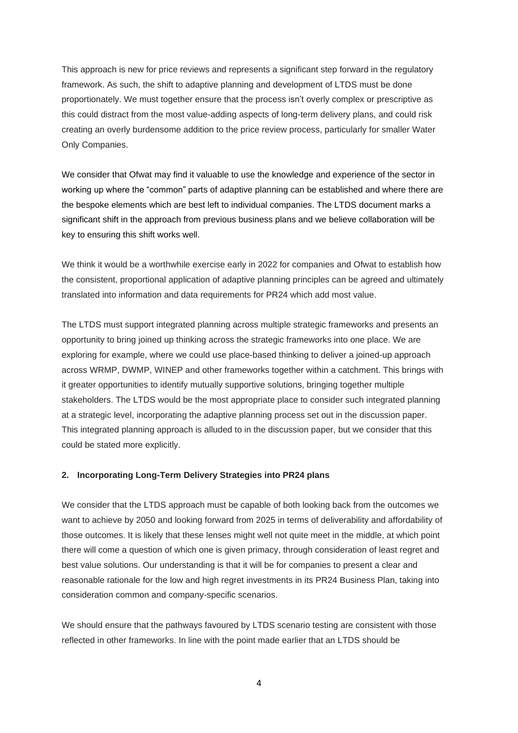This approach is new for price reviews and represents a significant step forward in the regulatory framework. As such, the shift to adaptive planning and development of LTDS must be done proportionately. We must together ensure that the process isn't overly complex or prescriptive as this could distract from the most value-adding aspects of long-term delivery plans, and could risk creating an overly burdensome addition to the price review process, particularly for smaller Water Only Companies.

We consider that Ofwat may find it valuable to use the knowledge and experience of the sector in working up where the "common" parts of adaptive planning can be established and where there are the bespoke elements which are best left to individual companies. The LTDS document marks a significant shift in the approach from previous business plans and we believe collaboration will be key to ensuring this shift works well.

We think it would be a worthwhile exercise early in 2022 for companies and Ofwat to establish how the consistent, proportional application of adaptive planning principles can be agreed and ultimately translated into information and data requirements for PR24 which add most value.

The LTDS must support integrated planning across multiple strategic frameworks and presents an opportunity to bring joined up thinking across the strategic frameworks into one place. We are exploring for example, where we could use place-based thinking to deliver a joined-up approach across WRMP, DWMP, WINEP and other frameworks together within a catchment. This brings with it greater opportunities to identify mutually supportive solutions, bringing together multiple stakeholders. The LTDS would be the most appropriate place to consider such integrated planning at a strategic level, incorporating the adaptive planning process set out in the discussion paper. This integrated planning approach is alluded to in the discussion paper, but we consider that this could be stated more explicitly.

## 2. Incorporating Long-Term Delivery Strategies into PR24 plans

We consider that the LTDS approach must be capable of both looking back from the outcomes we want to achieve by 2050 and looking forward from 2025 in terms of deliverability and affordability of those outcomes. It is likely that these lenses might well not quite meet in the middle, at which point there will come a question of which one is given primacy, through consideration of least regret and best value solutions. Our understanding is that it will be for companies to present a clear and reasonable rationale for the low and high regret investments in its PR24 Business Plan, taking into consideration common and company-specific scenarios.

We should ensure that the pathways favoured by LTDS scenario testing are consistent with those reflected in other frameworks. In line with the point made earlier that an LTDS should be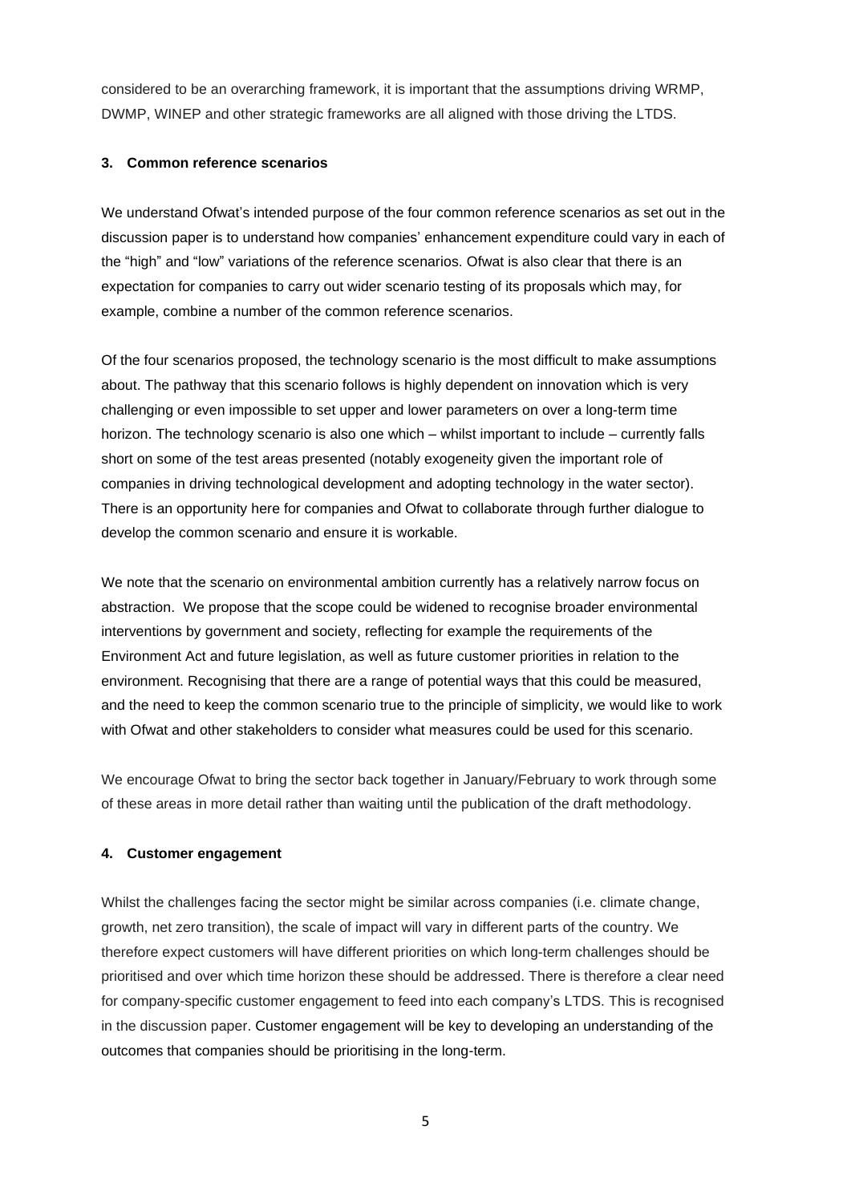considered to be an overarching framework, it is important that the assumptions driving WRMP, DWMP, WINEP and other strategic frameworks are all aligned with those driving the LTDS.

### 3. Common reference scenarios

We understand Ofwat's intended purpose of the four common reference scenarios as set out in the discussion paper is to understand how companies' enhancement expenditure could vary in each of the "high" and "low" variations of the reference scenarios. Ofwat is also clear that there is an expectation for companies to carry out wider scenario testing of its proposals which may, for example, combine a number of the common reference scenarios.

Of the four scenarios proposed, the technology scenario is the most difficult to make assumptions about. The pathway that this scenario follows is highly dependent on innovation which is very challenging or even impossible to set upper and lower parameters on over a long-term time horizon. The technology scenario is also one which – whilst important to include – currently falls short on some of the test areas presented (notably exogeneity given the important role of companies in driving technological development and adopting technology in the water sector). There is an opportunity here for companies and Ofwat to collaborate through further dialogue to develop the common scenario and ensure it is workable.

We note that the scenario on environmental ambition currently has a relatively narrow focus on abstraction. We propose that the scope could be widened to recognise broader environmental interventions by government and society, reflecting for example the requirements of the Environment Act and future legislation, as well as future customer priorities in relation to the environment. Recognising that there are a range of potential ways that this could be measured, and the need to keep the common scenario true to the principle of simplicity, we would like to work with Ofwat and other stakeholders to consider what measures could be used for this scenario.

We encourage Ofwat to bring the sector back together in January/February to work through some of these areas in more detail rather than waiting until the publication of the draft methodology.

### 4. Customer engagement

Whilst the challenges facing the sector might be similar across companies (i.e. climate change, growth, net zero transition), the scale of impact will vary in different parts of the country. We therefore expect customers will have different priorities on which long-term challenges should be prioritised and over which time horizon these should be addressed. There is therefore a clear need for company-specific customer engagement to feed into each company's LTDS. This is recognised in the discussion paper. Customer engagement will be key to developing an understanding of the outcomes that companies should be prioritising in the long-term.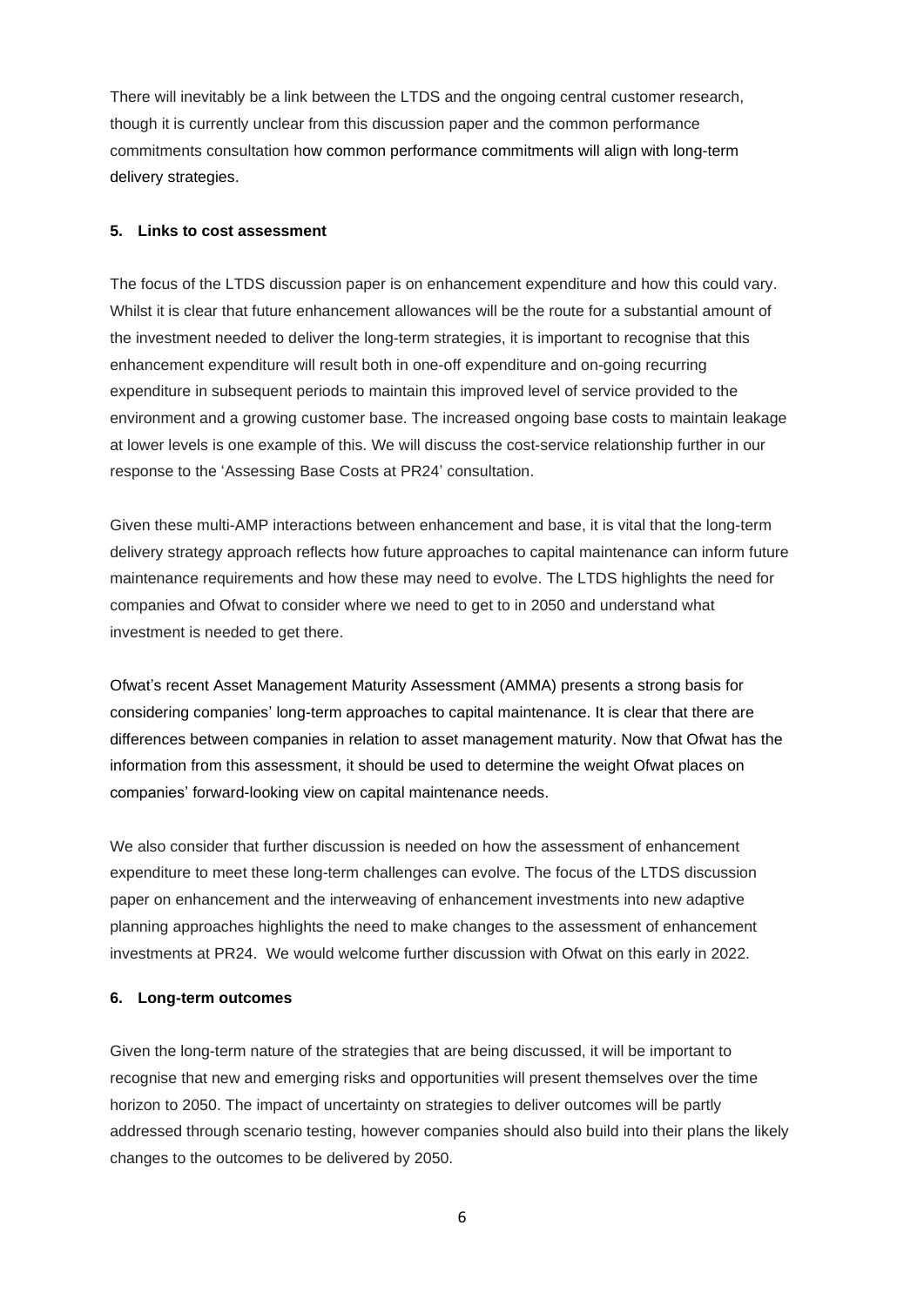There will inevitably be a link between the LTDS and the ongoing central customer research, though it is currently unclear from this discussion paper and the common performance commitments consultation how common performance commitments will align with long-term delivery strategies.

**5. Links to cost assessment**

The focus of the LTDS discussion paper is on enhancement expenditure and how this could vary. Whilst it is clear that future enhancement allowances will be the route for a substantial amount of the investment needed to deliver the long-term strategies, it is important to recognise that this enhancement expenditure will result both in one-off expenditure and on-going recurring expenditure in subsequent periods to maintain this improved level of service provided to the environment and a growing customer base. The increased ongoing base costs to maintain leakage at lower levels is one example of this. We will discuss the cost-service relationship further in our response to the 'Assessing Base Costs at PR24' consultation.

Given these multi-AMP interactions between enhancement and base, it is vital that the long-term delivery strategy approach reflects how future approaches to capital maintenance can inform future maintenance requirements and how these may need to evolve. The LTDS highlights the need for companies and Ofwat to consider where we need to get to in 2050 and understand what investment is needed to get there.

Ofwat's recent Asset Management Maturity Assessment (AMMA) presents a strong basis for considering companies' long-term approaches to capital maintenance. It is clear that there are differences between companies in relation to asset management maturity. Now that Ofwat has the information from this assessment, it should be used to determine the weight Ofwat places on companies' forward-looking view on capital maintenance needs.

We also consider that further discussion is needed on how the assessment of enhancement expenditure to meet these long-term challenges can evolve. The focus of the LTDS discussion paper on enhancement and the interweaving of enhancement investments into new adaptive planning approaches highlights the need to make changes to the assessment of enhancement investments at PR24. We would welcome further discussion with Ofwat on this early in 2022.

**6. Long-term outcomes**

Given the long-term nature of the strategies that are being discussed, it will be important to recognise that new and emerging risks and opportunities will present themselves over the time horizon to 2050. The impact of uncertainty on strategies to deliver outcomes will be partly addressed through scenario testing, however companies should also build into their plans the likely changes to the outcomes to be delivered by 2050.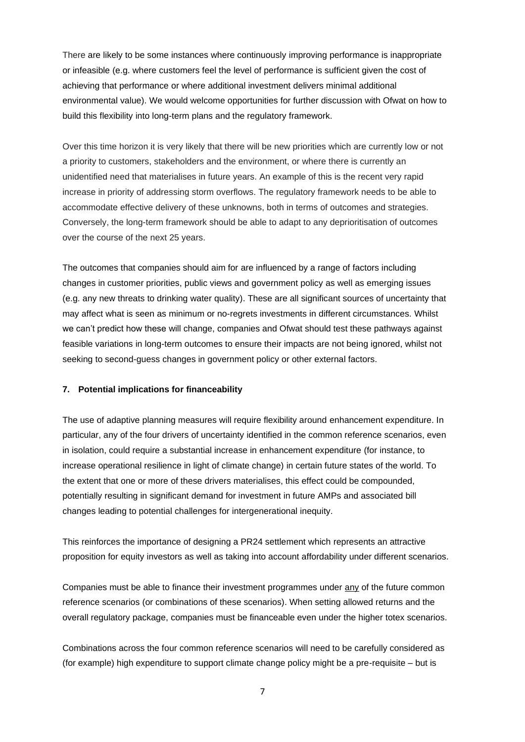There are likely to be some instances where continuously improving performance is inappropriate or infeasible (e.g. where customers feel the level of performance is sufficient given the cost of achieving that performance or where additional investment delivers minimal additional environmental value). We would welcome opportunities for further discussion with Ofwat on how to build this flexibility into long-term plans and the regulatory framework.

Over this time horizon it is very likely that there will be new priorities which are currently low or not a priority to customers, stakeholders and the environment, or where there is currently an unidentified need that materialises in future years. An example of this is the recent very rapid increase in priority of addressing storm overflows. The regulatory framework needs to be able to accommodate effective delivery of these unknowns, both in terms of outcomes and strategies. Conversely, the long-term framework should be able to adapt to any deprioritisation of outcomes over the course of the next 25 years.

The outcomes that companies should aim for are influenced by a range of factors including changes in customer priorities, public views and government policy as well as emerging issues (e.g. any new threats to drinking water quality). These are all significant sources of uncertainty that may affect what is seen as minimum or no-regrets investments in different circumstances. Whilst we can't predict how these will change, companies and Ofwat should test these pathways against feasible variations in long-term outcomes to ensure their impacts are not being ignored, whilst not seeking to second-guess changes in government policy or other external factors.

## 7. Potential implications for financeability

The use of adaptive planning measures will require flexibility around enhancement expenditure. In particular, any of the four drivers of uncertainty identified in the common reference scenarios, even in isolation, could require a substantial increase in enhancement expenditure (for instance, to increase operational resilience in light of climate change) in certain future states of the world. To the extent that one or more of these drivers materialises, this effect could be compounded, potentially resulting in significant demand for investment in future AMPs and associated bill changes leading to potential challenges for intergenerational inequity.

This reinforces the importance of designing a PR24 settlement which represents an attractive proposition for equity investors as well as taking into account affordability under different scenarios.

Companies must be able to finance their investment programmes under <u>any</u> of the future common reference scenarios (or combinations of these scenarios). When setting allowed returns and the overall regulatory package, companies must be financeable even under the higher totex scenarios.

Combinations across the four common reference scenarios will need to be carefully considered as (for example) high expenditure to support climate change policy might be a pre-requisite – but is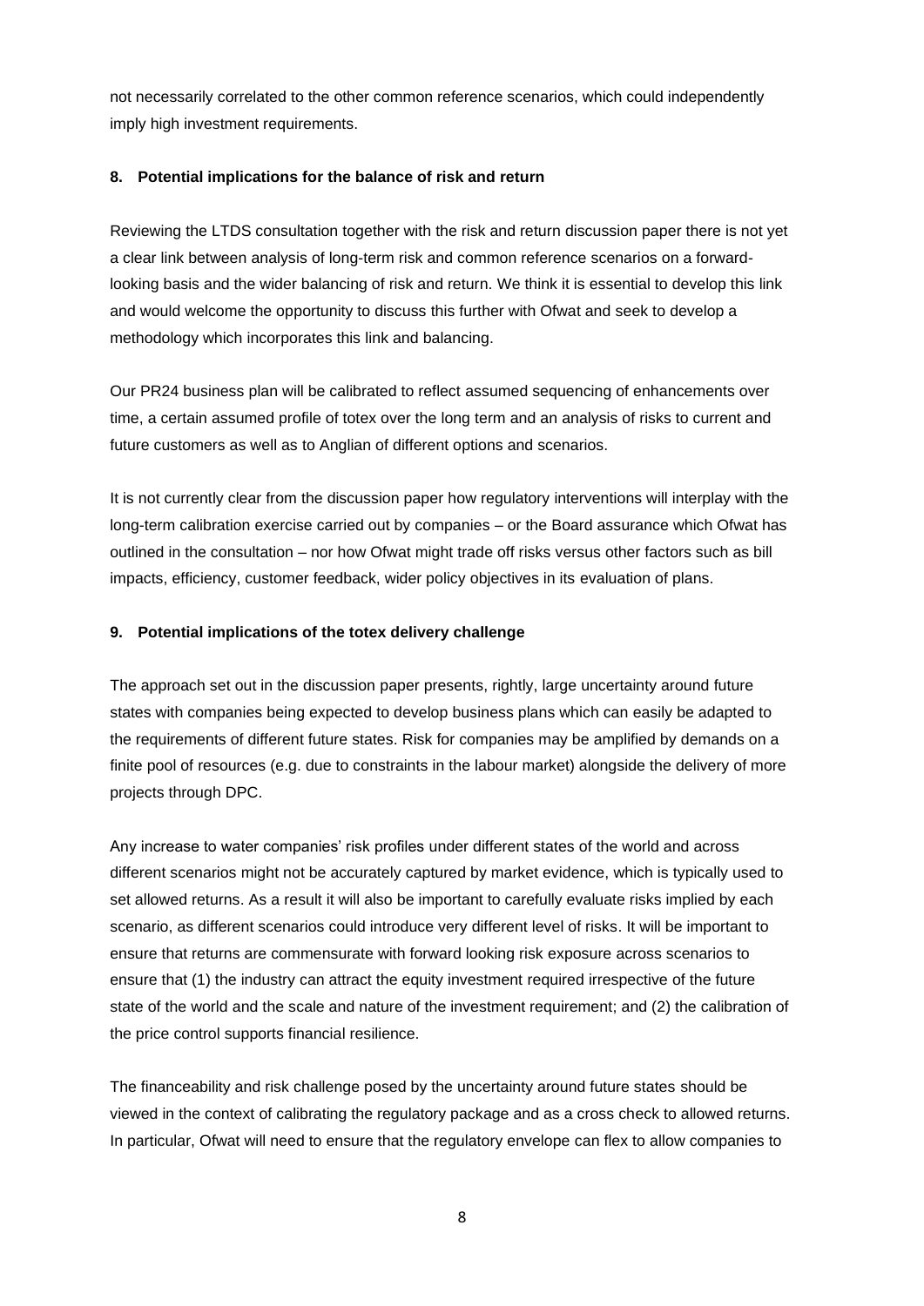not necessarily correlated to the other common reference scenarios, which could independently imply high investment requirements.

**8. Potential implications for the balance of risk and return**

Reviewing the LTDS consultation together with the risk and return discussion paper there is not yet a clear link between analysis of long-term risk and common reference scenarios on a forward-looking basis and the wider balancing of risk and return. We think it is essential to develop this link and would welcome the opportunity to discuss this further with Ofwat and seek to develop a methodology which incorporates this link and balancing.

Our PR24 business plan will be calibrated to reflect assumed sequencing of enhancements over time, a certain assumed profile of totex over the long term and an analysis of risks to current and future customers as well as to Anglian of different options and scenarios.

It is not currently clear from the discussion paper how regulatory interventions will interplay with the long-term calibration exercise carried out by companies – or the Board assurance which Ofwat has outlined in the consultation – nor how Ofwat might trade off risks versus other factors such as bill impacts, efficiency, customer feedback, wider policy objectives in its evaluation of plans.

**9. Potential implications of the totex delivery challenge**

The approach set out in the discussion paper presents, rightly, large uncertainty around future states with companies being expected to develop business plans which can easily be adapted to the requirements of different future states. Risk for companies may be amplified by demands on a finite pool of resources (e.g. due to constraints in the labour market) alongside the delivery of more projects through DPC.

Any increase to water companies' risk profiles under different states of the world and across different scenarios might not be accurately captured by market evidence, which is typically used to set allowed returns. As a result it will also be important to carefully evaluate risks implied by each scenario, as different scenarios could introduce very different level of risks. It will be important to ensure that returns are commensurate with forward looking risk exposure across scenarios to ensure that (1) the industry can attract the equity investment required irrespective of the future state of the world and the scale and nature of the investment requirement; and (2) the calibration of the price control supports financial resilience.

The financeability and risk challenge posed by the uncertainty around future states should be viewed in the context of calibrating the regulatory package and as a cross check to allowed returns. In particular, Ofwat will need to ensure that the regulatory envelope can flex to allow companies to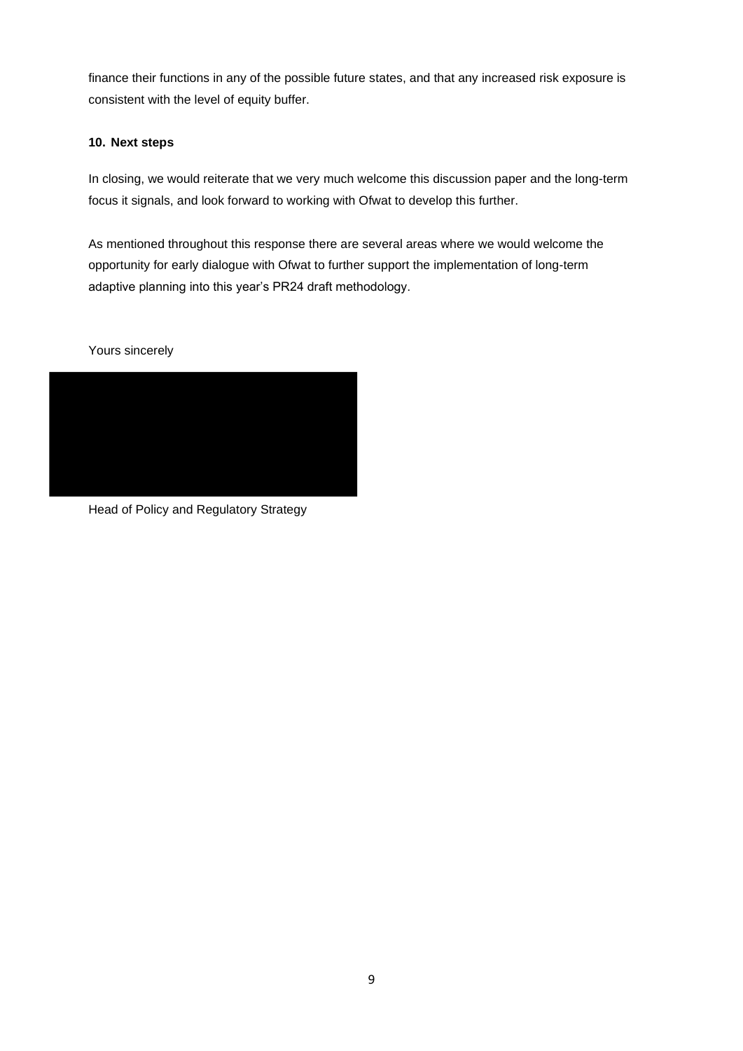finance their functions in any of the possible future states, and that any increased risk exposure is consistent with the level of equity buffer.

### 10. Next steps

In closing, we would reiterate that we very much welcome this discussion paper and the long-term focus it signals, and look forward to working with Ofwat to develop this further.

As mentioned throughout this response there are several areas where we would welcome the opportunity for early dialogue with Ofwat to further support the implementation of long-term adaptive planning into this year's PR24 draft methodology.

Yours sincerely

Head of Policy and Regulatory Strategy